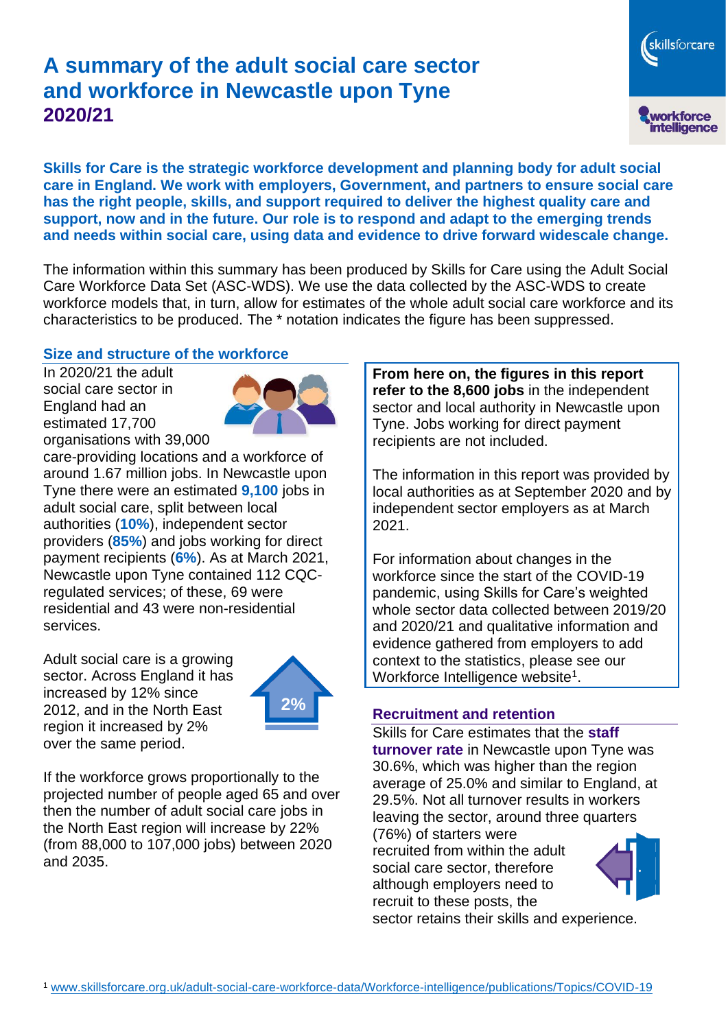# A summary of the adult social care sector and workforce in Newcastle upon Tyne 2020/21

**Skills for Care is the strategic workforce development and planning body for adult social care in England. We work with employers, Government, and partners to ensure social care has the right people, skills, and support required to deliver the highest quality care and support, now and in the future. Our role is to respond and adapt to the emerging trends and needs within social care, using data and evidence to drive forward widescale change.**

The information within this summary has been produced by Skills for Care using the Adult Social Care Workforce Data Set (ASC-WDS). We use the data collected by the ASC-WDS to create workforce models that, in turn, allow for estimates of the whole adult social care workforce and its characteristics to be produced. The * notation indicates the figure has been suppressed.

## Size and structure of the workforce

In 2020/21 the adult social care sector in England had an estimated 17,700 organisations with 39,000 care-providing locations and a workforce of around 1.67 million jobs. In Newcastle upon Tyne there were an estimated **9,100** jobs in adult social care, split between local authorities (**10%**), independent sector providers (**85%**) and jobs working for direct payment recipients (**6%**). As at March 2021, Newcastle upon Tyne contained 112 CQC-regulated services; of these, 69 were residential and 43 were non-residential services.

Adult social care is a growing sector. Across England it has increased by 12% since 2012, and in the North East region it increased by 2% over the same period.

2%

If the workforce grows proportionally to the projected number of people aged 65 and over then the number of adult social care jobs in the North East region will increase by 22% (from 88,000 to 107,000 jobs) between 2020 and 2035.

**From here on, the figures in this report refer to the 8,600 jobs** in the independent sector and local authority in Newcastle upon Tyne. Jobs working for direct payment recipients are not included.

The information in this report was provided by local authorities as at September 2020 and by independent sector employers as at March 2021.

For information about changes in the workforce since the start of the COVID-19 pandemic, using Skills for Care's weighted whole sector data collected between 2019/20 and 2020/21 and qualitative information and evidence gathered from employers to add context to the statistics, please see our Workforce Intelligence website[1].

## Recruitment and retention

Skills for Care estimates that the **staff turnover rate** in Newcastle upon Tyne was 30.6%, which was higher than the region average of 25.0% and similar to England, at 29.5%. Not all turnover results in workers leaving the sector, around three quarters (76%) of starters were recruited from within the adult social care sector, therefore although employers need to recruit to these posts, the sector retains their skills and experience.

[1] www.skillsforcare.org.uk/adult-social-care-workforce-data/Workforce-intelligence/publications/Topics/COVID-19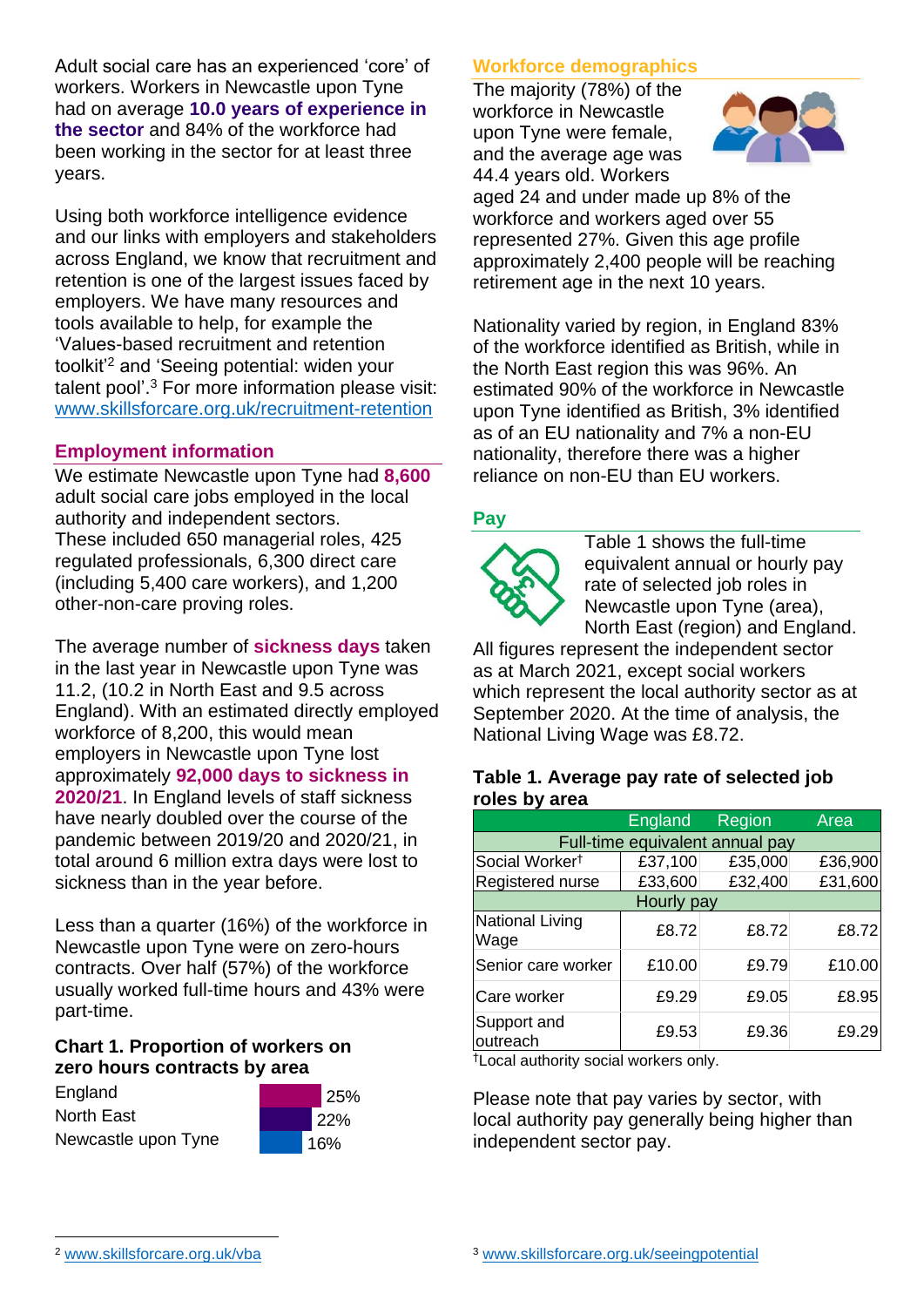Adult social care has an experienced 'core' of workers. Workers in Newcastle upon Tyne had on average **10.0 years of experience in the sector** and 84% of the workforce had been working in the sector for at least three years.

Using both workforce intelligence evidence and our links with employers and stakeholders across England, we know that recruitment and retention is one of the largest issues faced by employers. We have many resources and tools available to help, for example the 'Values-based recruitment and retention toolkit'[2] and 'Seeing potential: widen your talent pool'.[3] For more information please visit: www.skillsforcare.org.uk/recruitment-retention

## Employment information

We estimate Newcastle upon Tyne had **8,600** adult social care jobs employed in the local authority and independent sectors. These included 650 managerial roles, 425 regulated professionals, 6,300 direct care (including 5,400 care workers), and 1,200 other-non-care proving roles.

The average number of **sickness days** taken in the last year in Newcastle upon Tyne was 11.2, (10.2 in North East and 9.5 across England). With an estimated directly employed workforce of 8,200, this would mean employers in Newcastle upon Tyne lost approximately **92,000 days to sickness in 2020/21**. In England levels of staff sickness have nearly doubled over the course of the pandemic between 2019/20 and 2020/21, in total around 6 million extra days were lost to sickness than in the year before.

Less than a quarter (16%) of the workforce in Newcastle upon Tyne were on zero-hours contracts. Over half (57%) of the workforce usually worked full-time hours and 43% were part-time.

### Chart 1. Proportion of workers on zero hours contracts by area

| Area | Proportion |
|---|---|
| England | 25% |
| North East | 22% |
| Newcastle upon Tyne | 16% |

## Workforce demographics

The majority (78%) of the workforce in Newcastle upon Tyne were female, and the average age was 44.4 years old. Workers aged 24 and under made up 8% of the workforce and workers aged over 55 represented 27%. Given this age profile approximately 2,400 people will be reaching retirement age in the next 10 years.

Nationality varied by region, in England 83% of the workforce identified as British, while in the North East region this was 96%. An estimated 90% of the workforce in Newcastle upon Tyne identified as British, 3% identified as of an EU nationality and 7% a non-EU nationality, therefore there was a higher reliance on non-EU than EU workers.

## Pay

Table 1 shows the full-time equivalent annual or hourly pay rate of selected job roles in Newcastle upon Tyne (area), North East (region) and England. All figures represent the independent sector as at March 2021, except social workers which represent the local authority sector as at September 2020. At the time of analysis, the National Living Wage was £8.72.

### Table 1. Average pay rate of selected job roles by area

| | England | Region | Area |
|---|---|---|---|
| Full-time equivalent annual pay | | | |
| Social Worker† | £37,100 | £35,000 | £36,900 |
| Registered nurse | £33,600 | £32,400 | £31,600 |
| Hourly pay | | | |
| National Living Wage | £8.72 | £8.72 | £8.72 |
| Senior care worker | £10.00 | £9.79 | £10.00 |
| Care worker | £9.29 | £9.05 | £8.95 |
| Support and outreach | £9.53 | £9.36 | £9.29 |

†Local authority social workers only.

Please note that pay varies by sector, with local authority pay generally being higher than independent sector pay.

[2] www.skillsforcare.org.uk/vba

[3] www.skillsforcare.org.uk/seeingpotential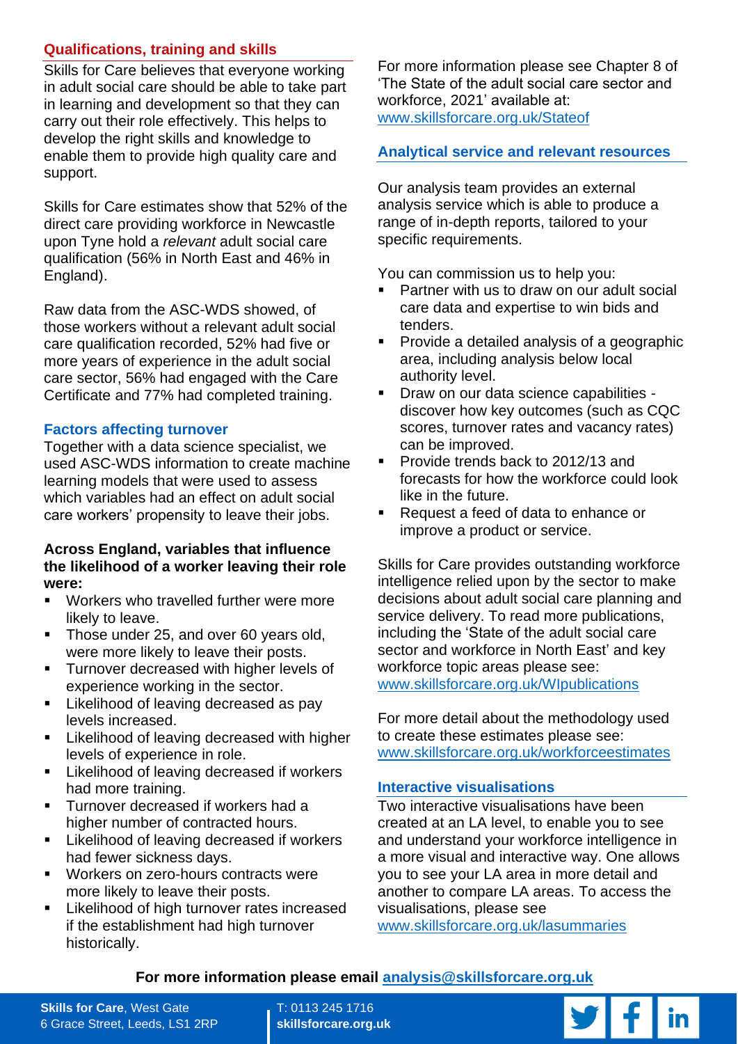## Qualifications, training and skills

Skills for Care believes that everyone working in adult social care should be able to take part in learning and development so that they can carry out their role effectively. This helps to develop the right skills and knowledge to enable them to provide high quality care and support.

Skills for Care estimates show that 52% of the direct care providing workforce in Newcastle upon Tyne hold a *relevant* adult social care qualification (56% in North East and 46% in England).

Raw data from the ASC-WDS showed, of those workers without a relevant adult social care qualification recorded, 52% had five or more years of experience in the adult social care sector, 56% had engaged with the Care Certificate and 77% had completed training.

## Factors affecting turnover

Together with a data science specialist, we used ASC-WDS information to create machine learning models that were used to assess which variables had an effect on adult social care workers' propensity to leave their jobs.

**Across England, variables that influence the likelihood of a worker leaving their role were:**

- Workers who travelled further were more likely to leave.
- Those under 25, and over 60 years old, were more likely to leave their posts.
- Turnover decreased with higher levels of experience working in the sector.
- Likelihood of leaving decreased as pay levels increased.
- Likelihood of leaving decreased with higher levels of experience in role.
- Likelihood of leaving decreased if workers had more training.
- Turnover decreased if workers had a higher number of contracted hours.
- Likelihood of leaving decreased if workers had fewer sickness days.
- Workers on zero-hours contracts were more likely to leave their posts.
- Likelihood of high turnover rates increased if the establishment had high turnover historically.

For more information please see Chapter 8 of 'The State of the adult social care sector and workforce, 2021' available at: www.skillsforcare.org.uk/Stateof

## Analytical service and relevant resources

Our analysis team provides an external analysis service which is able to produce a range of in-depth reports, tailored to your specific requirements.

You can commission us to help you:

- Partner with us to draw on our adult social care data and expertise to win bids and tenders.
- Provide a detailed analysis of a geographic area, including analysis below local authority level.
- Draw on our data science capabilities - discover how key outcomes (such as CQC scores, turnover rates and vacancy rates) can be improved.
- Provide trends back to 2012/13 and forecasts for how the workforce could look like in the future.
- Request a feed of data to enhance or improve a product or service.

Skills for Care provides outstanding workforce intelligence relied upon by the sector to make decisions about adult social care planning and service delivery. To read more publications, including the 'State of the adult social care sector and workforce in North East' and key workforce topic areas please see: www.skillsforcare.org.uk/WIpublications

For more detail about the methodology used to create these estimates please see: www.skillsforcare.org.uk/workforceestimates

## Interactive visualisations

Two interactive visualisations have been created at an LA level, to enable you to see and understand your workforce intelligence in a more visual and interactive way. One allows you to see your LA area in more detail and another to compare LA areas. To access the visualisations, please see www.skillsforcare.org.uk/lasummaries

**For more information please email analysis@skillsforcare.org.uk**

**Skills for Care**, West Gate
6 Grace Street, Leeds, LS1 2RP

T: 0113 245 1716
**skillsforcare.org.uk**